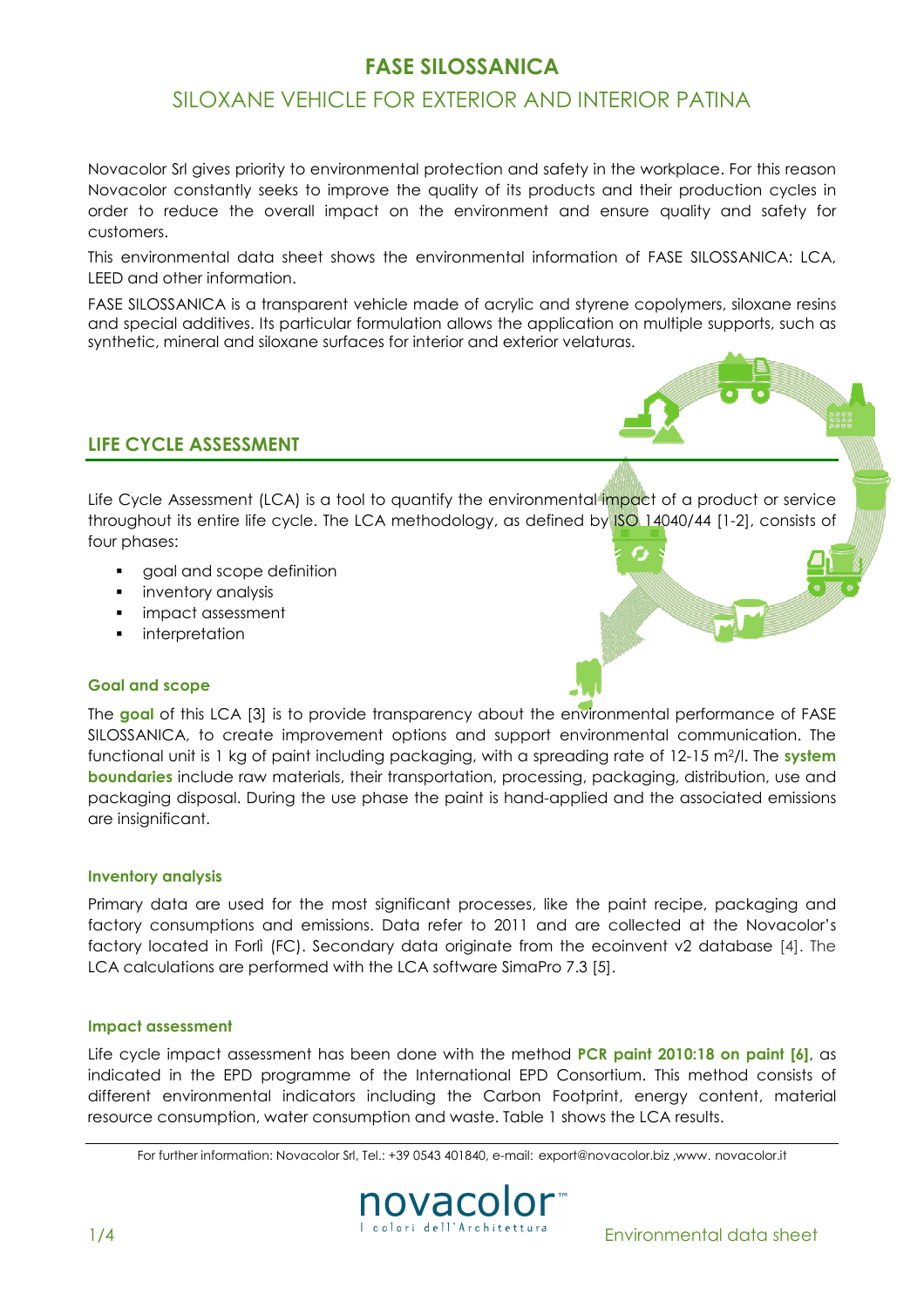# FASE SILOSSANICA

## SILOXANE VEHICLE FOR EXTERIOR AND INTERIOR PATINA

Novacolor Srl gives priority to environmental protection and safety in the workplace. For this reason Novacolor constantly seeks to improve the quality of its products and their production cycles in order to reduce the overall impact on the environment and ensure quality and safety for customers.

This environmental data sheet shows the environmental information of FASE SILOSSANICA: LCA, LEED and other information.

FASE SILOSSANICA is a transparent vehicle made of acrylic and styrene copolymers, siloxane resins and special additives. Its particular formulation allows the application on multiple supports, such as synthetic, mineral and siloxane surfaces for interior and exterior velaturas.

## LIFE CYCLE ASSESSMENT

Life Cycle Assessment (LCA) is a tool to quantify the environmental impact of a product or service throughout its entire life cycle. The LCA methodology, as defined by ISO 14040/44 [1-2], consists of four phases:

- goal and scope definition
- inventory analysis
- impact assessment
- interpretation

### Goal and scope

The **goal** of this LCA [3] is to provide transparency about the environmental performance of FASE SILOSSANICA, to create improvement options and support environmental communication. The functional unit is 1 kg of paint including packaging, with a spreading rate of 12-15 $m^2/l$. The **system boundaries** include raw materials, their transportation, processing, packaging, distribution, use and packaging disposal. During the use phase the paint is hand-applied and the associated emissions are insignificant.

### Inventory analysis

Primary data are used for the most significant processes, like the paint recipe, packaging and factory consumptions and emissions. Data refer to 2011 and are collected at the Novacolor's factory located in Forlì (FC). Secondary data originate from the ecoinvent v2 database [4]. The LCA calculations are performed with the LCA software SimaPro 7.3 [5].

### Impact assessment

Life cycle impact assessment has been done with the method **PCR paint 2010:18 on paint [6]**, as indicated in the EPD programme of the International EPD Consortium. This method consists of different environmental indicators including the Carbon Footprint, energy content, material resource consumption, water consumption and waste. Table 1 shows the LCA results.

For further information: Novacolor Srl, Tel.: +39 0543 401840, e-mail: export@novacolor.biz ,www. novacolor.it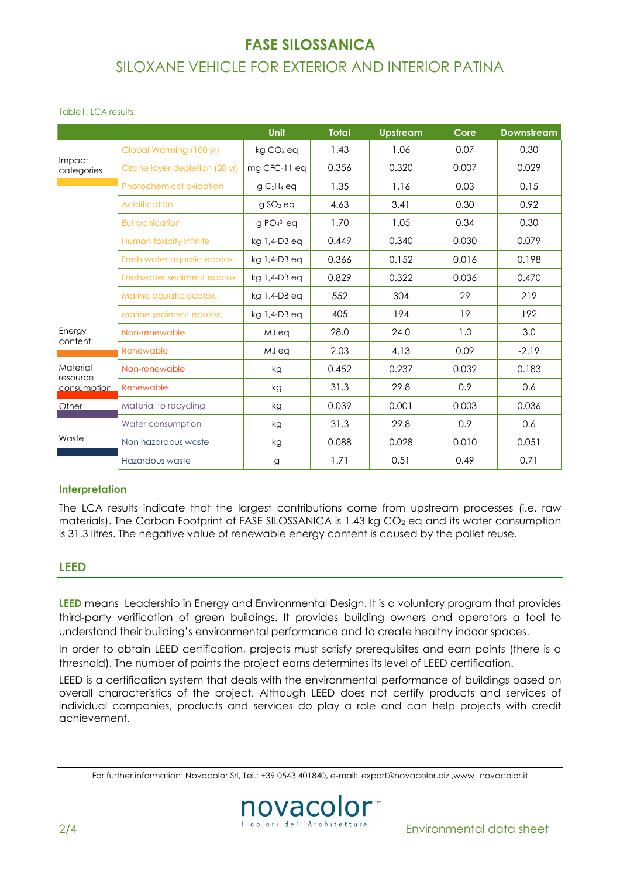# FASE SILOSSANICA

## SILOXANE VEHICLE FOR EXTERIOR AND INTERIOR PATINA

Table1: LCA results.

| | | Unit | Total | Upstream | Core | Downstream |
|---|---|---|---|---|---|---|
| Impact categories | Global Warming (100 yr) | kg $CO_2$ eq | 1.43 | 1.06 | 0.07 | 0.30 |
| | Ozone layer depletion (20 yr) | mg CFC-11 eq | 0.356 | 0.320 | 0.007 | 0.029 |
| | Photochemical oxidation | g $C_2H_4$ eq | 1.35 | 1.16 | 0.03 | 0.15 |
| | Acidification | g $SO_2$ eq | 4.63 | 3.41 | 0.30 | 0.92 |
| | Eutrophication | g $PO_4^{3-}$ eq | 1.70 | 1.05 | 0.34 | 0.30 |
| | Human toxicity infinite | kg 1,4-DB eq | 0.449 | 0.340 | 0.030 | 0.079 |
| | Fresh water aquatic ecotox. | kg 1,4-DB eq | 0.366 | 0.152 | 0.016 | 0.198 |
| | Freshwater sediment ecotox. | kg 1,4-DB eq | 0.829 | 0.322 | 0.036 | 0.470 |
| | Marine aquatic ecotox. | kg 1,4-DB eq | 552 | 304 | 29 | 219 |
| | Marine sediment ecotox. | kg 1,4-DB eq | 405 | 194 | 19 | 192 |
| Energy content | Non-renewable | MJ eq | 28.0 | 24.0 | 1.0 | 3.0 |
| | Renewable | MJ eq | 2.03 | 4.13 | 0.09 | -2.19 |
| Material resource consumption | Non-renewable | kg | 0.452 | 0.237 | 0.032 | 0.183 |
| | Renewable | kg | 31.3 | 29.8 | 0.9 | 0.6 |
| Other | Material to recycling | kg | 0.039 | 0.001 | 0.003 | 0.036 |
| | Water consumption | kg | 31.3 | 29.8 | 0.9 | 0.6 |
| Waste | Non hazardous waste | kg | 0.088 | 0.028 | 0.010 | 0.051 |
| | Hazardous waste | g | 1.71 | 0.51 | 0.49 | 0.71 |

### Interpretation

The LCA results indicate that the largest contributions come from upstream processes (i.e. raw materials). The Carbon Footprint of FASE SILOSSANICA is 1.43 kg $CO_2$ eq and its water consumption is 31.3 litres. The negative value of renewable energy content is caused by the pallet reuse.

## LEED

**LEED** means Leadership in Energy and Environmental Design. It is a voluntary program that provides third-party verification of green buildings. It provides building owners and operators a tool to understand their building's environmental performance and to create healthy indoor spaces.

In order to obtain LEED certification, projects must satisfy prerequisites and earn points (there is a threshold). The number of points the project earns determines its level of LEED certification.

LEED is a certification system that deals with the environmental performance of buildings based on overall characteristics of the project. Although LEED does not certify products and services of individual companies, products and services do play a role and can help projects with credit achievement.

For further information: Novacolor Srl, Tel.: +39 0543 401840, e-mail: export@novacolor.biz ,www. novacolor.it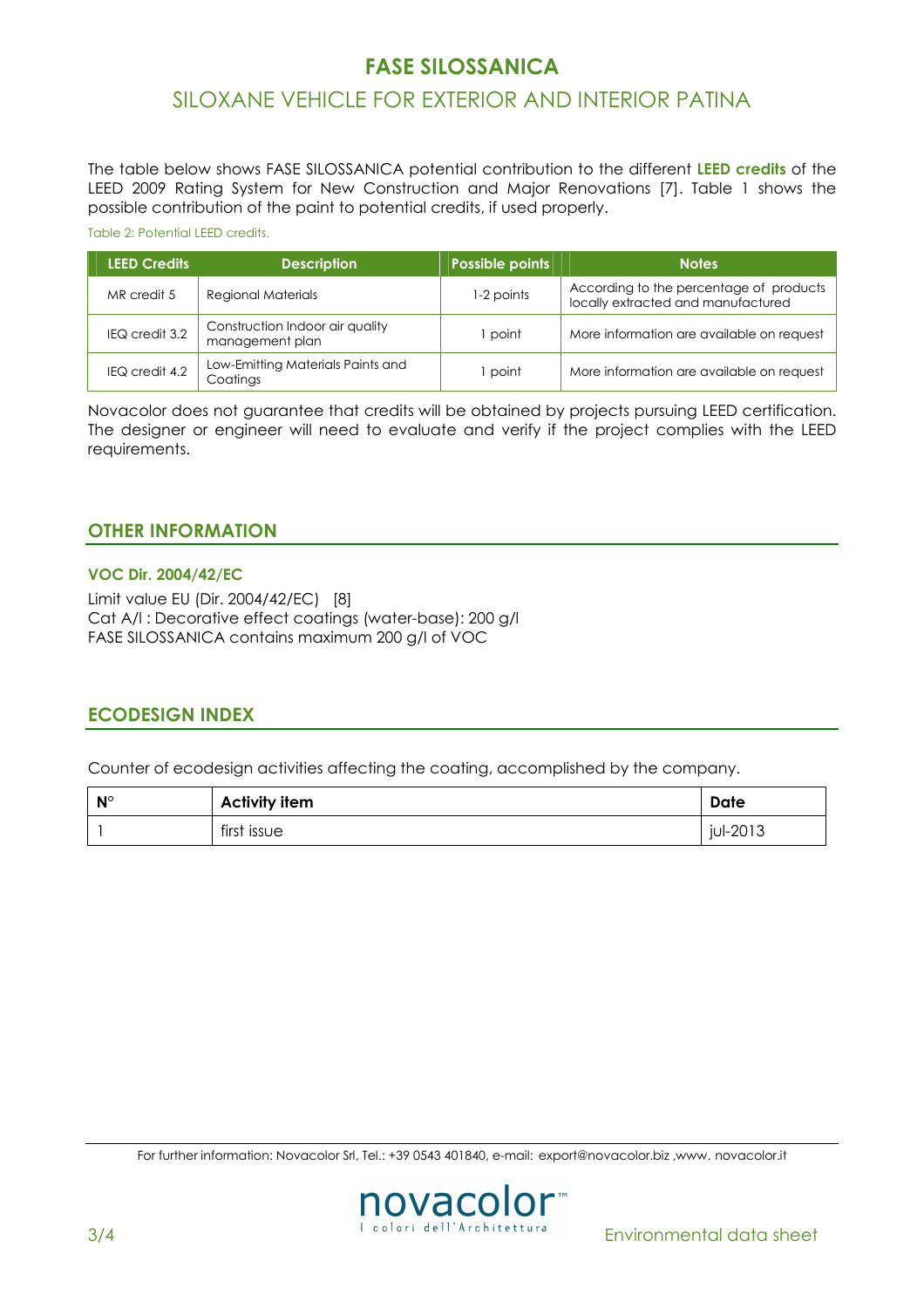# FASE SILOSSANICA

## SILOXANE VEHICLE FOR EXTERIOR AND INTERIOR PATINA

The table below shows FASE SILOSSANICA potential contribution to the different **LEED credits** of the LEED 2009 Rating System for New Construction and Major Renovations [7]. Table 1 shows the possible contribution of the paint to potential credits, if used properly.

Table 2: Potential LEED credits.

| LEED Credits | Description | Possible points | Notes |
|---|---|---|---|
| MR credit 5 | Regional Materials | 1-2 points | According to the percentage of products locally extracted and manufactured |
| IEQ credit 3.2 | Construction Indoor air quality management plan | 1 point | More information are available on request |
| IEQ credit 4.2 | Low-Emitting Materials Paints and Coatings | 1 point | More information are available on request |

Novacolor does not guarantee that credits will be obtained by projects pursuing LEED certification. The designer or engineer will need to evaluate and verify if the project complies with the LEED requirements.

## OTHER INFORMATION

### VOC Dir. 2004/42/EC

Limit value EU (Dir. 2004/42/EC) [8]
Cat A/l : Decorative effect coatings (water-base): 200 g/l
FASE SILOSSANICA contains maximum 200 g/l of VOC

## ECODESIGN INDEX

Counter of ecodesign activities affecting the coating, accomplished by the company.

| N° | Activity item | Date |
|---|---|---|
| 1 | first issue | jul-2013 |

For further information: Novacolor Srl, Tel.: +39 0543 401840, e-mail: export@novacolor.biz ,www. novacolor.it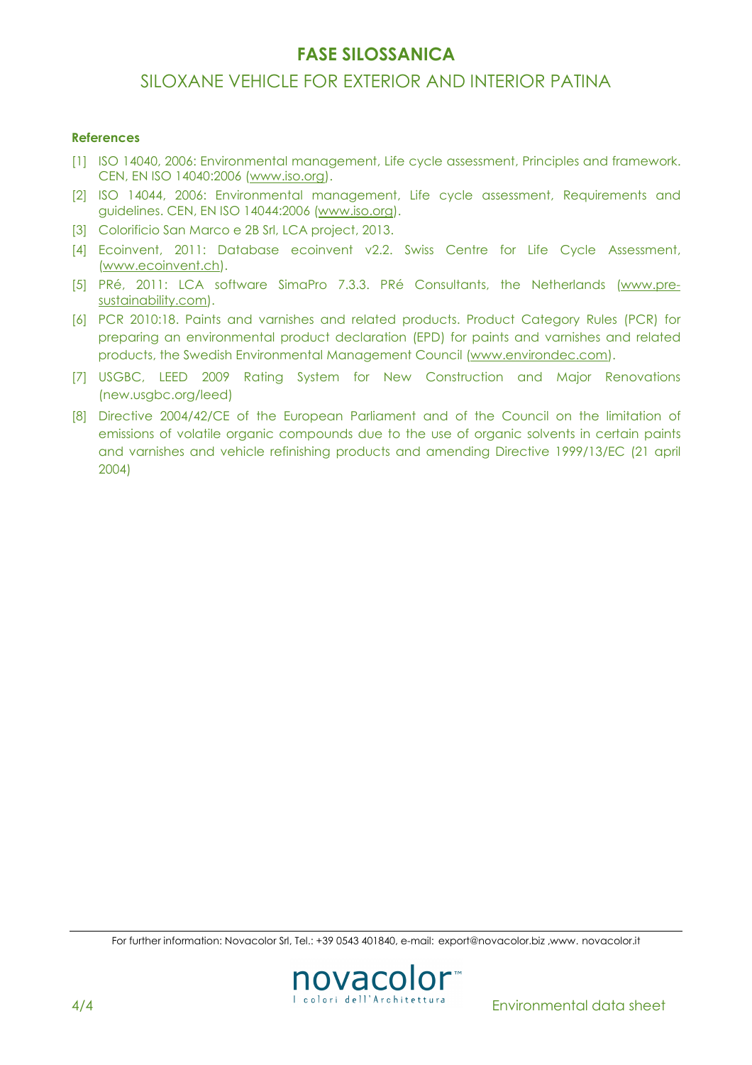# FASE SILOSSANICA

## SILOXANE VEHICLE FOR EXTERIOR AND INTERIOR PATINA

**References**

[1] ISO 14040, 2006: Environmental management, Life cycle assessment, Principles and framework. CEN, EN ISO 14040:2006 (www.iso.org).

[2] ISO 14044, 2006: Environmental management, Life cycle assessment, Requirements and guidelines. CEN, EN ISO 14044:2006 (www.iso.org).

[3] Colorificio San Marco e 2B Srl, LCA project, 2013.

[4] Ecoinvent, 2011: Database ecoinvent v2.2. Swiss Centre for Life Cycle Assessment, (www.ecoinvent.ch).

[5] PRé, 2011: LCA software SimaPro 7.3.3. PRé Consultants, the Netherlands (www.pre-sustainability.com).

[6] PCR 2010:18. Paints and varnishes and related products. Product Category Rules (PCR) for preparing an environmental product declaration (EPD) for paints and varnishes and related products, the Swedish Environmental Management Council (www.environdec.com).

[7] USGBC, LEED 2009 Rating System for New Construction and Major Renovations (new.usgbc.org/leed)

[8] Directive 2004/42/CE of the European Parliament and of the Council on the limitation of emissions of volatile organic compounds due to the use of organic solvents in certain paints and varnishes and vehicle refinishing products and amending Directive 1999/13/EC (21 april 2004)

For further information: Novacolor Srl, Tel.: +39 0543 401840, e-mail: export@novacolor.biz ,www. novacolor.it

novacolor™ I colori dell'Architettura

Environmental data sheet